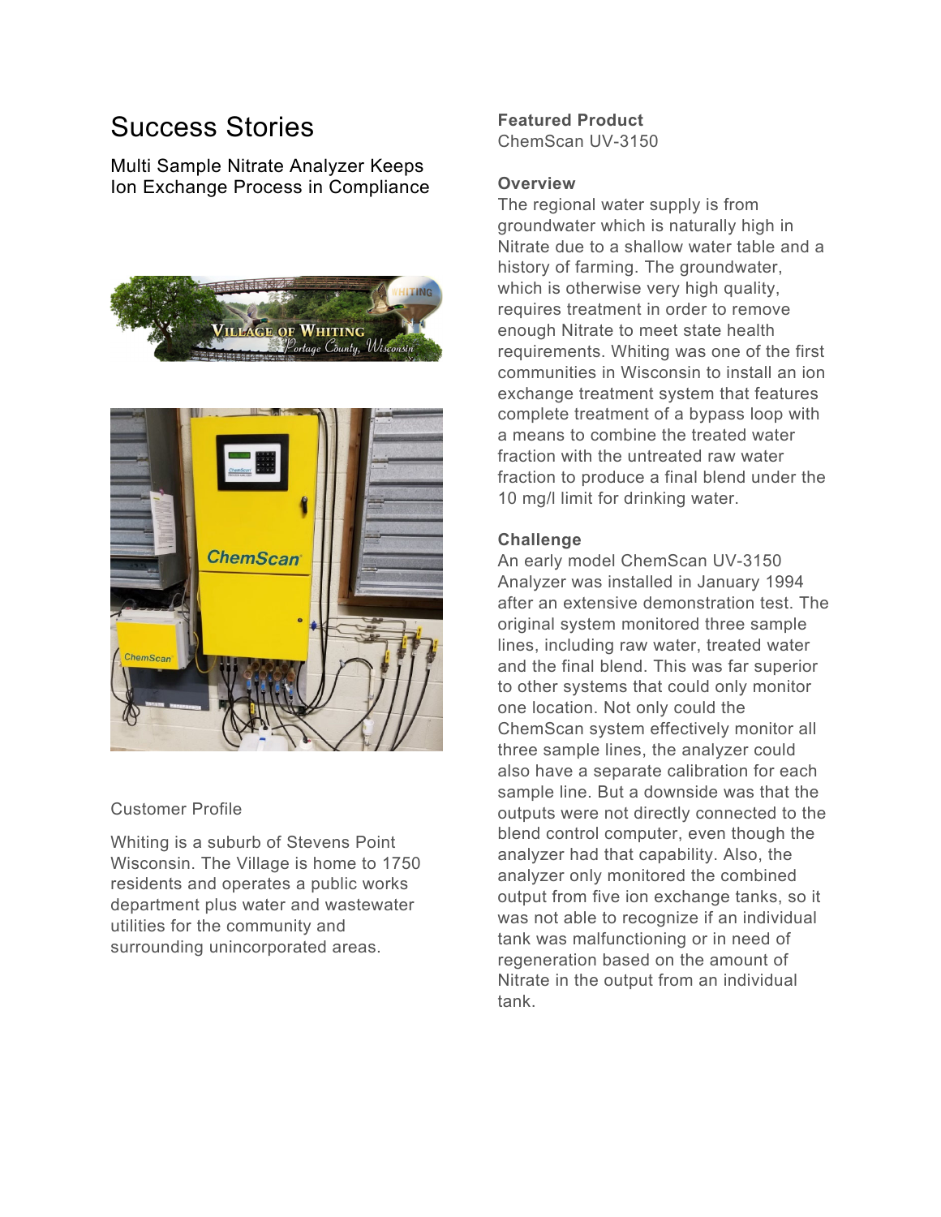# Success Stories

Multi Sample Nitrate Analyzer Keeps Ion Exchange Process in Compliance

## Customer Profile

Whiting is a suburb of Stevens Point Wisconsin. The Village is home to 1750 residents and operates a public works department plus water and wastewater utilities for the community and surrounding unincorporated areas.

**Featured Product**
ChemScan UV-3150

**Overview**
The regional water supply is from groundwater which is naturally high in Nitrate due to a shallow water table and a history of farming. The groundwater, which is otherwise very high quality, requires treatment in order to remove enough Nitrate to meet state health requirements. Whiting was one of the first communities in Wisconsin to install an ion exchange treatment system that features complete treatment of a bypass loop with a means to combine the treated water fraction with the untreated raw water fraction to produce a final blend under the 10 mg/l limit for drinking water.

**Challenge**
An early model ChemScan UV-3150 Analyzer was installed in January 1994 after an extensive demonstration test. The original system monitored three sample lines, including raw water, treated water and the final blend. This was far superior to other systems that could only monitor one location. Not only could the ChemScan system effectively monitor all three sample lines, the analyzer could also have a separate calibration for each sample line. But a downside was that the outputs were not directly connected to the blend control computer, even though the analyzer had that capability. Also, the analyzer only monitored the combined output from five ion exchange tanks, so it was not able to recognize if an individual tank was malfunctioning or in need of regeneration based on the amount of Nitrate in the output from an individual tank.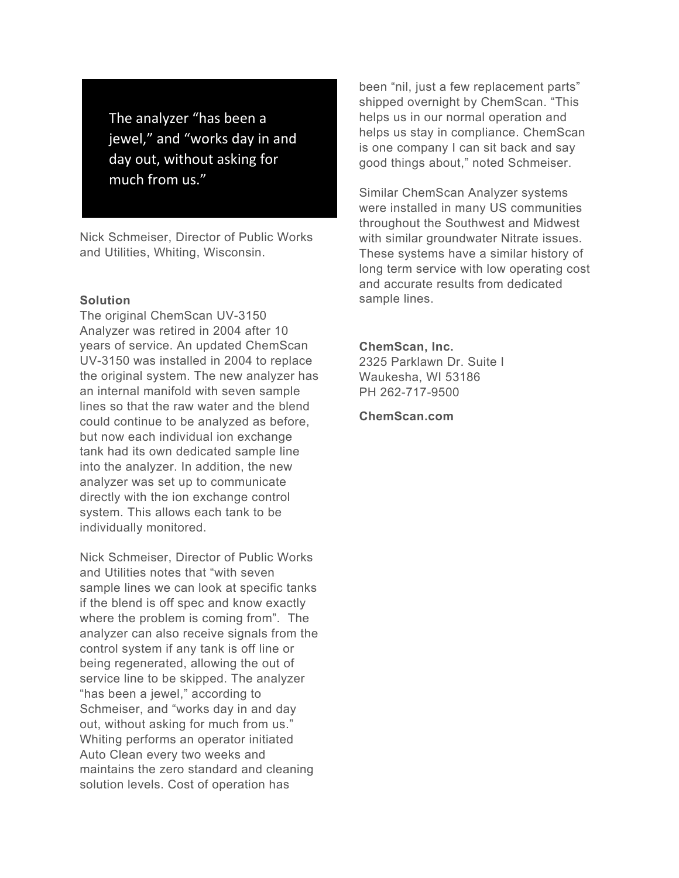> The analyzer "has been a jewel," and "works day in and day out, without asking for much from us."

Nick Schmeiser, Director of Public Works and Utilities, Whiting, Wisconsin.

**Solution**

The original ChemScan UV-3150 Analyzer was retired in 2004 after 10 years of service. An updated ChemScan UV-3150 was installed in 2004 to replace the original system. The new analyzer has an internal manifold with seven sample lines so that the raw water and the blend could continue to be analyzed as before, but now each individual ion exchange tank had its own dedicated sample line into the analyzer. In addition, the new analyzer was set up to communicate directly with the ion exchange control system. This allows each tank to be individually monitored.

Nick Schmeiser, Director of Public Works and Utilities notes that "with seven sample lines we can look at specific tanks if the blend is off spec and know exactly where the problem is coming from". The analyzer can also receive signals from the control system if any tank is off line or being regenerated, allowing the out of service line to be skipped. The analyzer "has been a jewel," according to Schmeiser, and "works day in and day out, without asking for much from us." Whiting performs an operator initiated Auto Clean every two weeks and maintains the zero standard and cleaning solution levels. Cost of operation has been "nil, just a few replacement parts" shipped overnight by ChemScan. "This helps us in our normal operation and helps us stay in compliance. ChemScan is one company I can sit back and say good things about," noted Schmeiser.

Similar ChemScan Analyzer systems were installed in many US communities throughout the Southwest and Midwest with similar groundwater Nitrate issues. These systems have a similar history of long term service with low operating cost and accurate results from dedicated sample lines.

**ChemScan, Inc.**
2325 Parklawn Dr. Suite I
Waukesha, WI 53186
PH 262-717-9500

**ChemScan.com**